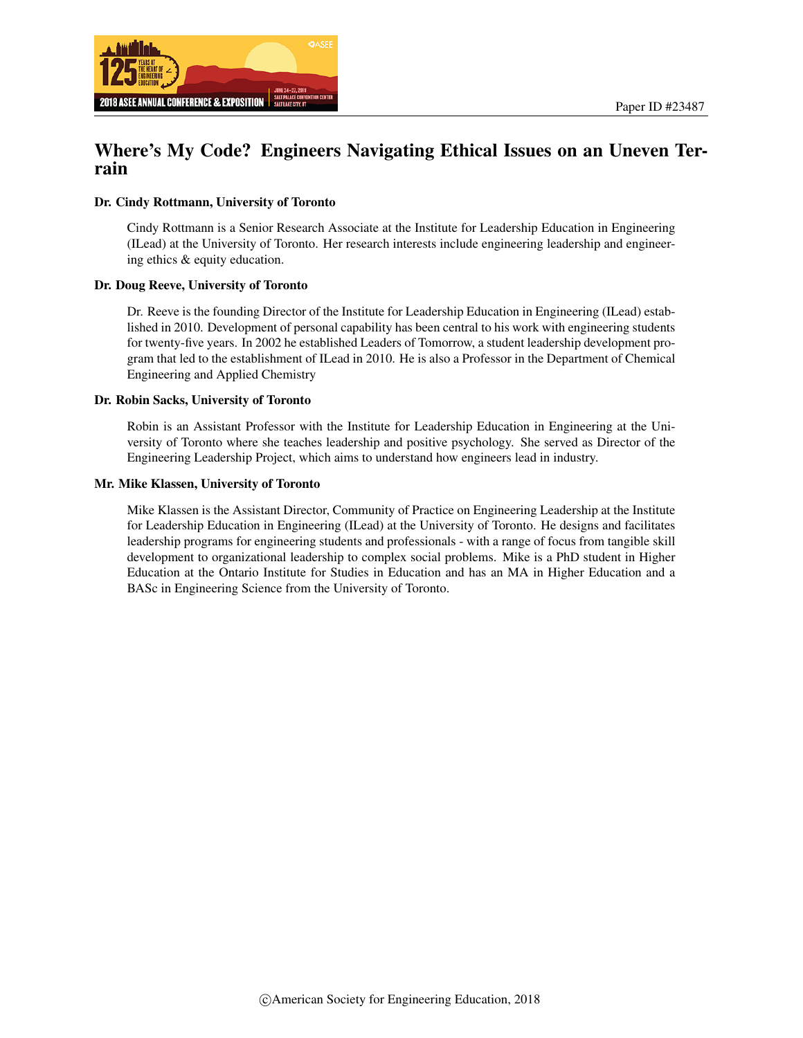Paper ID #23487

# Where's My Code? Engineers Navigating Ethical Issues on an Uneven Terrain

**Dr. Cindy Rottmann, University of Toronto**

Cindy Rottmann is a Senior Research Associate at the Institute for Leadership Education in Engineering (ILead) at the University of Toronto. Her research interests include engineering leadership and engineering ethics & equity education.

**Dr. Doug Reeve, University of Toronto**

Dr. Reeve is the founding Director of the Institute for Leadership Education in Engineering (ILead) established in 2010. Development of personal capability has been central to his work with engineering students for twenty-five years. In 2002 he established Leaders of Tomorrow, a student leadership development program that led to the establishment of ILead in 2010. He is also a Professor in the Department of Chemical Engineering and Applied Chemistry

**Dr. Robin Sacks, University of Toronto**

Robin is an Assistant Professor with the Institute for Leadership Education in Engineering at the University of Toronto where she teaches leadership and positive psychology. She served as Director of the Engineering Leadership Project, which aims to understand how engineers lead in industry.

**Mr. Mike Klassen, University of Toronto**

Mike Klassen is the Assistant Director, Community of Practice on Engineering Leadership at the Institute for Leadership Education in Engineering (ILead) at the University of Toronto. He designs and facilitates leadership programs for engineering students and professionals - with a range of focus from tangible skill development to organizational leadership to complex social problems. Mike is a PhD student in Higher Education at the Ontario Institute for Studies in Education and has an MA in Higher Education and a BASc in Engineering Science from the University of Toronto.

©American Society for Engineering Education, 2018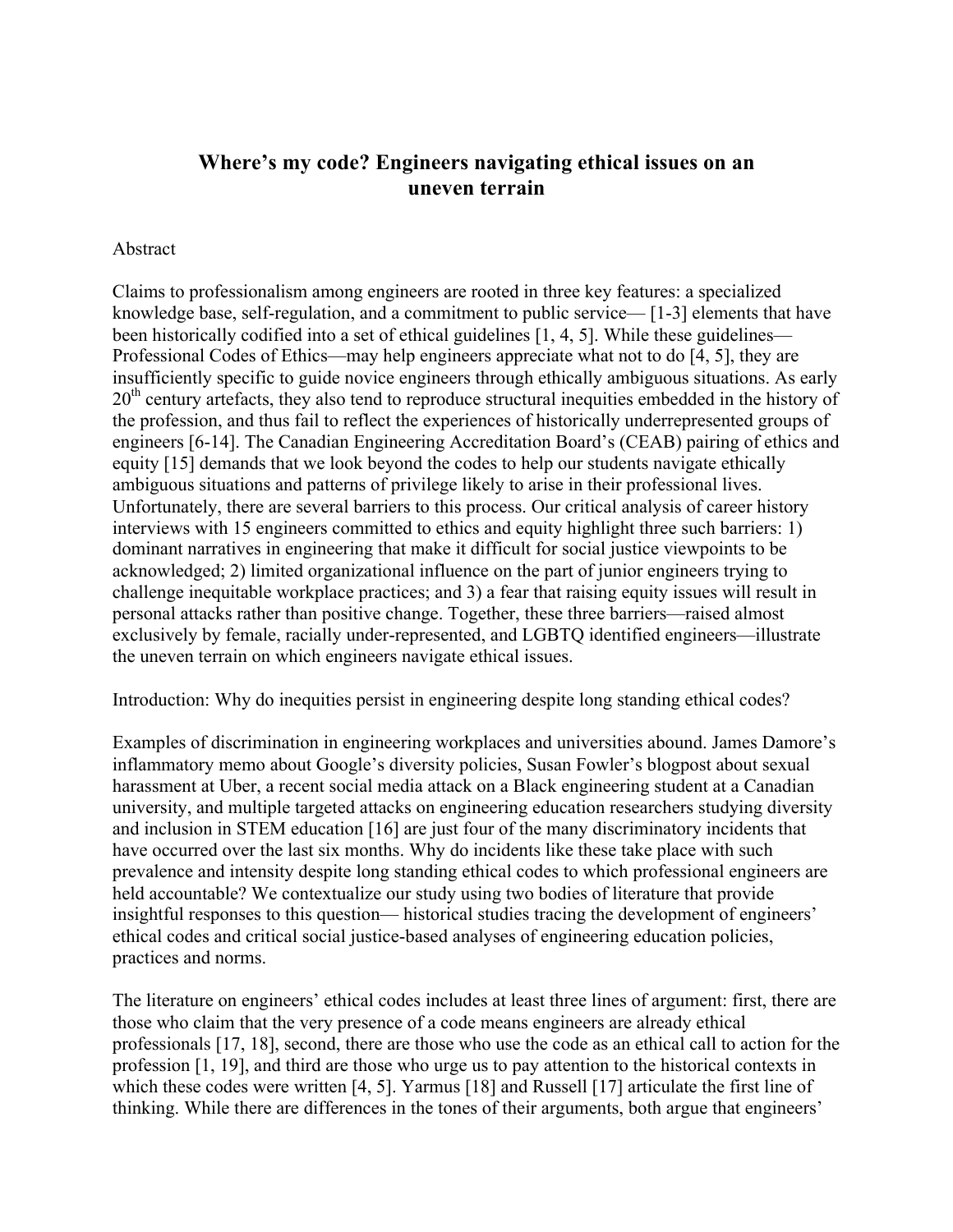# Where's my code? Engineers navigating ethical issues on an uneven terrain

Abstract

Claims to professionalism among engineers are rooted in three key features: a specialized knowledge base, self-regulation, and a commitment to public service— [1-3] elements that have been historically codified into a set of ethical guidelines [1, 4, 5]. While these guidelines—Professional Codes of Ethics—may help engineers appreciate what not to do [4, 5], they are insufficiently specific to guide novice engineers through ethically ambiguous situations. As early 20th century artefacts, they also tend to reproduce structural inequities embedded in the history of the profession, and thus fail to reflect the experiences of historically underrepresented groups of engineers [6-14]. The Canadian Engineering Accreditation Board's (CEAB) pairing of ethics and equity [15] demands that we look beyond the codes to help our students navigate ethically ambiguous situations and patterns of privilege likely to arise in their professional lives. Unfortunately, there are several barriers to this process. Our critical analysis of career history interviews with 15 engineers committed to ethics and equity highlight three such barriers: 1) dominant narratives in engineering that make it difficult for social justice viewpoints to be acknowledged; 2) limited organizational influence on the part of junior engineers trying to challenge inequitable workplace practices; and 3) a fear that raising equity issues will result in personal attacks rather than positive change. Together, these three barriers—raised almost exclusively by female, racially under-represented, and LGBTQ identified engineers—illustrate the uneven terrain on which engineers navigate ethical issues.

Introduction: Why do inequities persist in engineering despite long standing ethical codes?

Examples of discrimination in engineering workplaces and universities abound. James Damore's inflammatory memo about Google's diversity policies, Susan Fowler's blogpost about sexual harassment at Uber, a recent social media attack on a Black engineering student at a Canadian university, and multiple targeted attacks on engineering education researchers studying diversity and inclusion in STEM education [16] are just four of the many discriminatory incidents that have occurred over the last six months. Why do incidents like these take place with such prevalence and intensity despite long standing ethical codes to which professional engineers are held accountable? We contextualize our study using two bodies of literature that provide insightful responses to this question— historical studies tracing the development of engineers' ethical codes and critical social justice-based analyses of engineering education policies, practices and norms.

The literature on engineers' ethical codes includes at least three lines of argument: first, there are those who claim that the very presence of a code means engineers are already ethical professionals [17, 18], second, there are those who use the code as an ethical call to action for the profession [1, 19], and third are those who urge us to pay attention to the historical contexts in which these codes were written [4, 5]. Yarmus [18] and Russell [17] articulate the first line of thinking. While there are differences in the tones of their arguments, both argue that engineers'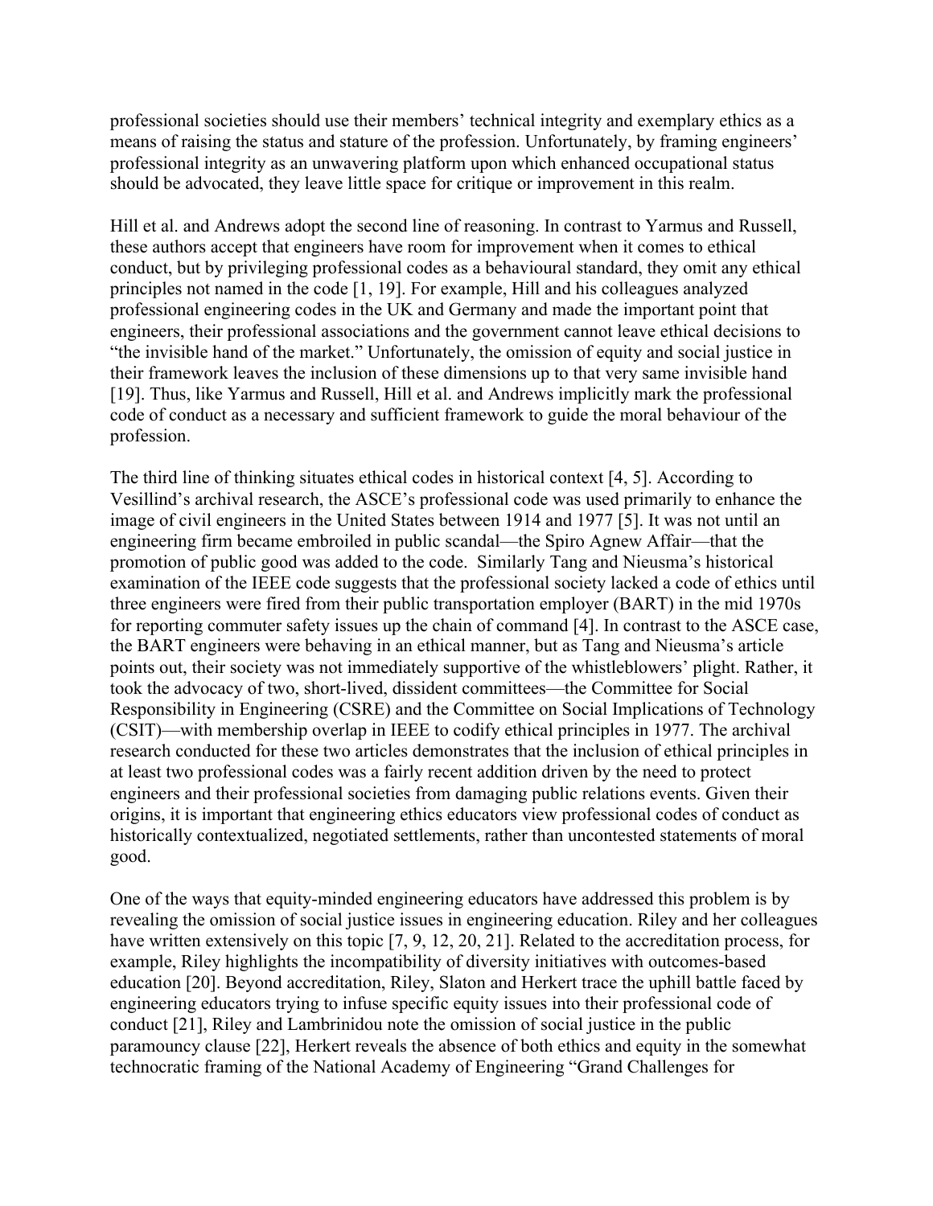professional societies should use their members' technical integrity and exemplary ethics as a means of raising the status and stature of the profession. Unfortunately, by framing engineers' professional integrity as an unwavering platform upon which enhanced occupational status should be advocated, they leave little space for critique or improvement in this realm.

Hill et al. and Andrews adopt the second line of reasoning. In contrast to Yarmus and Russell, these authors accept that engineers have room for improvement when it comes to ethical conduct, but by privileging professional codes as a behavioural standard, they omit any ethical principles not named in the code [1, 19]. For example, Hill and his colleagues analyzed professional engineering codes in the UK and Germany and made the important point that engineers, their professional associations and the government cannot leave ethical decisions to "the invisible hand of the market." Unfortunately, the omission of equity and social justice in their framework leaves the inclusion of these dimensions up to that very same invisible hand [19]. Thus, like Yarmus and Russell, Hill et al. and Andrews implicitly mark the professional code of conduct as a necessary and sufficient framework to guide the moral behaviour of the profession.

The third line of thinking situates ethical codes in historical context [4, 5]. According to Vesillind's archival research, the ASCE's professional code was used primarily to enhance the image of civil engineers in the United States between 1914 and 1977 [5]. It was not until an engineering firm became embroiled in public scandal—the Spiro Agnew Affair—that the promotion of public good was added to the code. Similarly Tang and Nieusma's historical examination of the IEEE code suggests that the professional society lacked a code of ethics until three engineers were fired from their public transportation employer (BART) in the mid 1970s for reporting commuter safety issues up the chain of command [4]. In contrast to the ASCE case, the BART engineers were behaving in an ethical manner, but as Tang and Nieusma's article points out, their society was not immediately supportive of the whistleblowers' plight. Rather, it took the advocacy of two, short-lived, dissident committees—the Committee for Social Responsibility in Engineering (CSRE) and the Committee on Social Implications of Technology (CSIT)—with membership overlap in IEEE to codify ethical principles in 1977. The archival research conducted for these two articles demonstrates that the inclusion of ethical principles in at least two professional codes was a fairly recent addition driven by the need to protect engineers and their professional societies from damaging public relations events. Given their origins, it is important that engineering ethics educators view professional codes of conduct as historically contextualized, negotiated settlements, rather than uncontested statements of moral good.

One of the ways that equity-minded engineering educators have addressed this problem is by revealing the omission of social justice issues in engineering education. Riley and her colleagues have written extensively on this topic [7, 9, 12, 20, 21]. Related to the accreditation process, for example, Riley highlights the incompatibility of diversity initiatives with outcomes-based education [20]. Beyond accreditation, Riley, Slaton and Herkert trace the uphill battle faced by engineering educators trying to infuse specific equity issues into their professional code of conduct [21], Riley and Lambrinidou note the omission of social justice in the public paramouncy clause [22], Herkert reveals the absence of both ethics and equity in the somewhat technocratic framing of the National Academy of Engineering "Grand Challenges for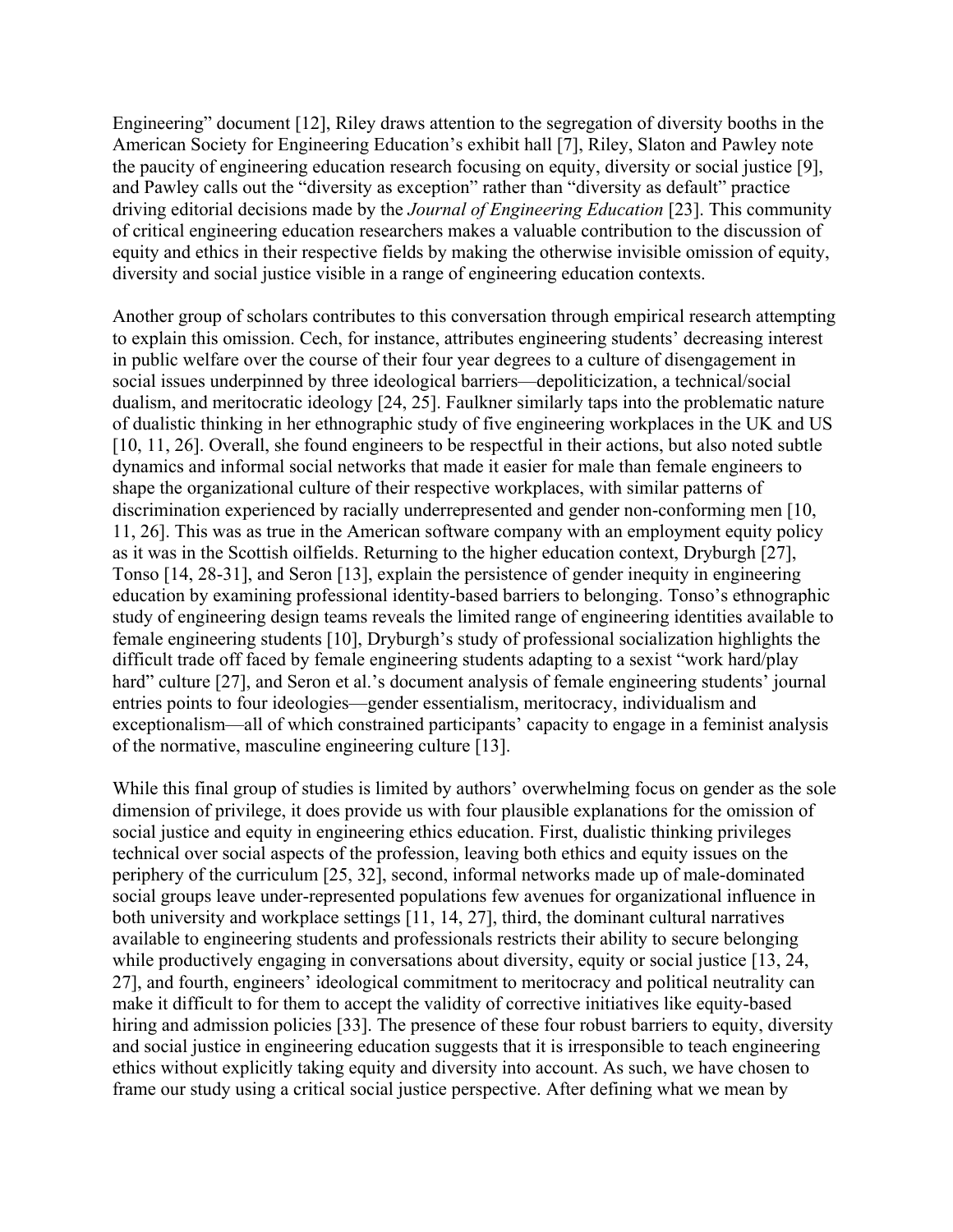Engineering" document [12], Riley draws attention to the segregation of diversity booths in the American Society for Engineering Education's exhibit hall [7], Riley, Slaton and Pawley note the paucity of engineering education research focusing on equity, diversity or social justice [9], and Pawley calls out the "diversity as exception" rather than "diversity as default" practice driving editorial decisions made by the *Journal of Engineering Education* [23]. This community of critical engineering education researchers makes a valuable contribution to the discussion of equity and ethics in their respective fields by making the otherwise invisible omission of equity, diversity and social justice visible in a range of engineering education contexts.

Another group of scholars contributes to this conversation through empirical research attempting to explain this omission. Cech, for instance, attributes engineering students' decreasing interest in public welfare over the course of their four year degrees to a culture of disengagement in social issues underpinned by three ideological barriers—depoliticization, a technical/social dualism, and meritocratic ideology [24, 25]. Faulkner similarly taps into the problematic nature of dualistic thinking in her ethnographic study of five engineering workplaces in the UK and US [10, 11, 26]. Overall, she found engineers to be respectful in their actions, but also noted subtle dynamics and informal social networks that made it easier for male than female engineers to shape the organizational culture of their respective workplaces, with similar patterns of discrimination experienced by racially underrepresented and gender non-conforming men [10, 11, 26]. This was as true in the American software company with an employment equity policy as it was in the Scottish oilfields. Returning to the higher education context, Dryburgh [27], Tonso [14, 28-31], and Seron [13], explain the persistence of gender inequity in engineering education by examining professional identity-based barriers to belonging. Tonso's ethnographic study of engineering design teams reveals the limited range of engineering identities available to female engineering students [10], Dryburgh's study of professional socialization highlights the difficult trade off faced by female engineering students adapting to a sexist "work hard/play hard" culture [27], and Seron et al.'s document analysis of female engineering students' journal entries points to four ideologies—gender essentialism, meritocracy, individualism and exceptionalism—all of which constrained participants' capacity to engage in a feminist analysis of the normative, masculine engineering culture [13].

While this final group of studies is limited by authors' overwhelming focus on gender as the sole dimension of privilege, it does provide us with four plausible explanations for the omission of social justice and equity in engineering ethics education. First, dualistic thinking privileges technical over social aspects of the profession, leaving both ethics and equity issues on the periphery of the curriculum [25, 32], second, informal networks made up of male-dominated social groups leave under-represented populations few avenues for organizational influence in both university and workplace settings [11, 14, 27], third, the dominant cultural narratives available to engineering students and professionals restricts their ability to secure belonging while productively engaging in conversations about diversity, equity or social justice [13, 24, 27], and fourth, engineers' ideological commitment to meritocracy and political neutrality can make it difficult to for them to accept the validity of corrective initiatives like equity-based hiring and admission policies [33]. The presence of these four robust barriers to equity, diversity and social justice in engineering education suggests that it is irresponsible to teach engineering ethics without explicitly taking equity and diversity into account. As such, we have chosen to frame our study using a critical social justice perspective. After defining what we mean by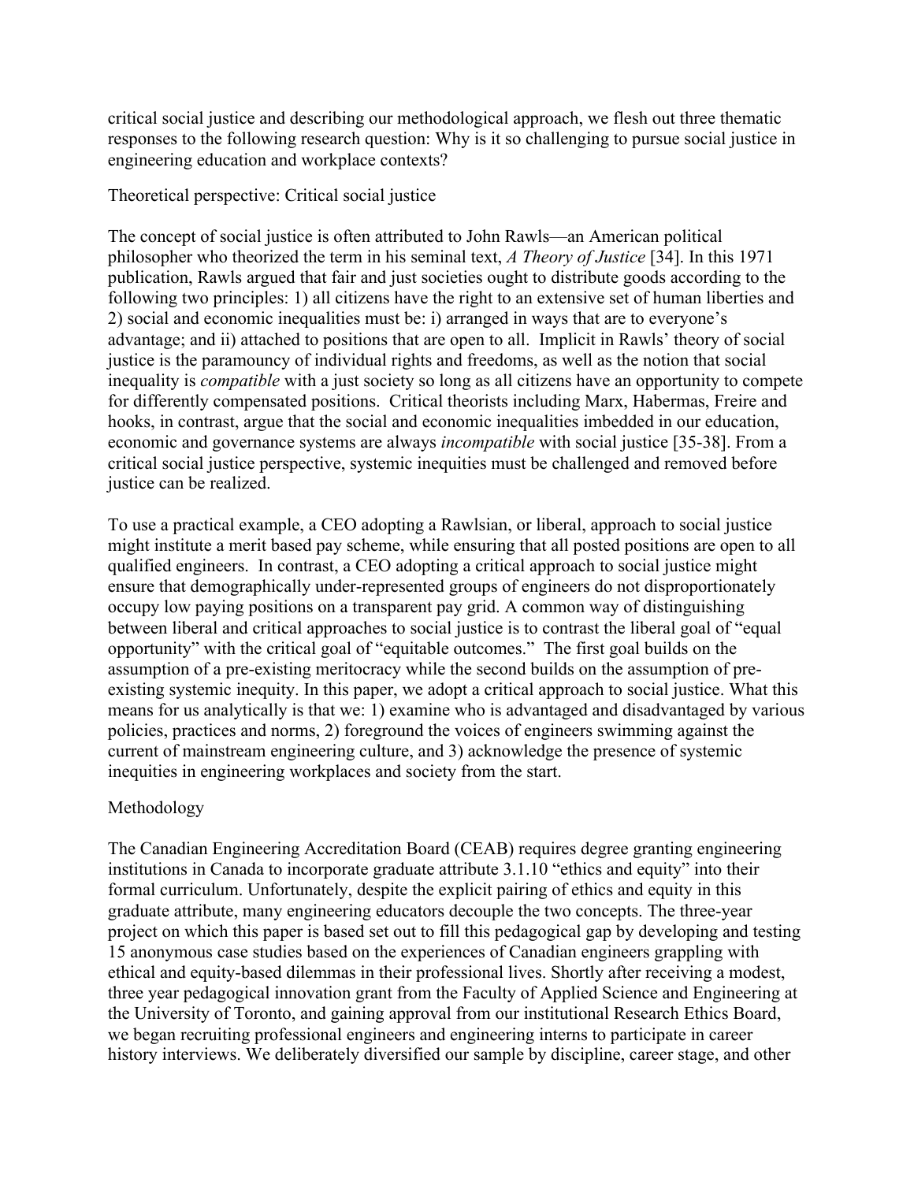critical social justice and describing our methodological approach, we flesh out three thematic responses to the following research question: Why is it so challenging to pursue social justice in engineering education and workplace contexts?

## Theoretical perspective: Critical social justice

The concept of social justice is often attributed to John Rawls—an American political philosopher who theorized the term in his seminal text, *A Theory of Justice* [34]. In this 1971 publication, Rawls argued that fair and just societies ought to distribute goods according to the following two principles: 1) all citizens have the right to an extensive set of human liberties and 2) social and economic inequalities must be: i) arranged in ways that are to everyone's advantage; and ii) attached to positions that are open to all. Implicit in Rawls' theory of social justice is the paramountcy of individual rights and freedoms, as well as the notion that social inequality is *compatible* with a just society so long as all citizens have an opportunity to compete for differently compensated positions. Critical theorists including Marx, Habermas, Freire and hooks, in contrast, argue that the social and economic inequalities imbedded in our education, economic and governance systems are always *incompatible* with social justice [35-38]. From a critical social justice perspective, systemic inequities must be challenged and removed before justice can be realized.

To use a practical example, a CEO adopting a Rawlsian, or liberal, approach to social justice might institute a merit based pay scheme, while ensuring that all posted positions are open to all qualified engineers. In contrast, a CEO adopting a critical approach to social justice might ensure that demographically under-represented groups of engineers do not disproportionately occupy low paying positions on a transparent pay grid. A common way of distinguishing between liberal and critical approaches to social justice is to contrast the liberal goal of "equal opportunity" with the critical goal of "equitable outcomes." The first goal builds on the assumption of a pre-existing meritocracy while the second builds on the assumption of pre-existing systemic inequity. In this paper, we adopt a critical approach to social justice. What this means for us analytically is that we: 1) examine who is advantaged and disadvantaged by various policies, practices and norms, 2) foreground the voices of engineers swimming against the current of mainstream engineering culture, and 3) acknowledge the presence of systemic inequities in engineering workplaces and society from the start.

## Methodology

The Canadian Engineering Accreditation Board (CEAB) requires degree granting engineering institutions in Canada to incorporate graduate attribute 3.1.10 "ethics and equity" into their formal curriculum. Unfortunately, despite the explicit pairing of ethics and equity in this graduate attribute, many engineering educators decouple the two concepts. The three-year project on which this paper is based set out to fill this pedagogical gap by developing and testing 15 anonymous case studies based on the experiences of Canadian engineers grappling with ethical and equity-based dilemmas in their professional lives. Shortly after receiving a modest, three year pedagogical innovation grant from the Faculty of Applied Science and Engineering at the University of Toronto, and gaining approval from our institutional Research Ethics Board, we began recruiting professional engineers and engineering interns to participate in career history interviews. We deliberately diversified our sample by discipline, career stage, and other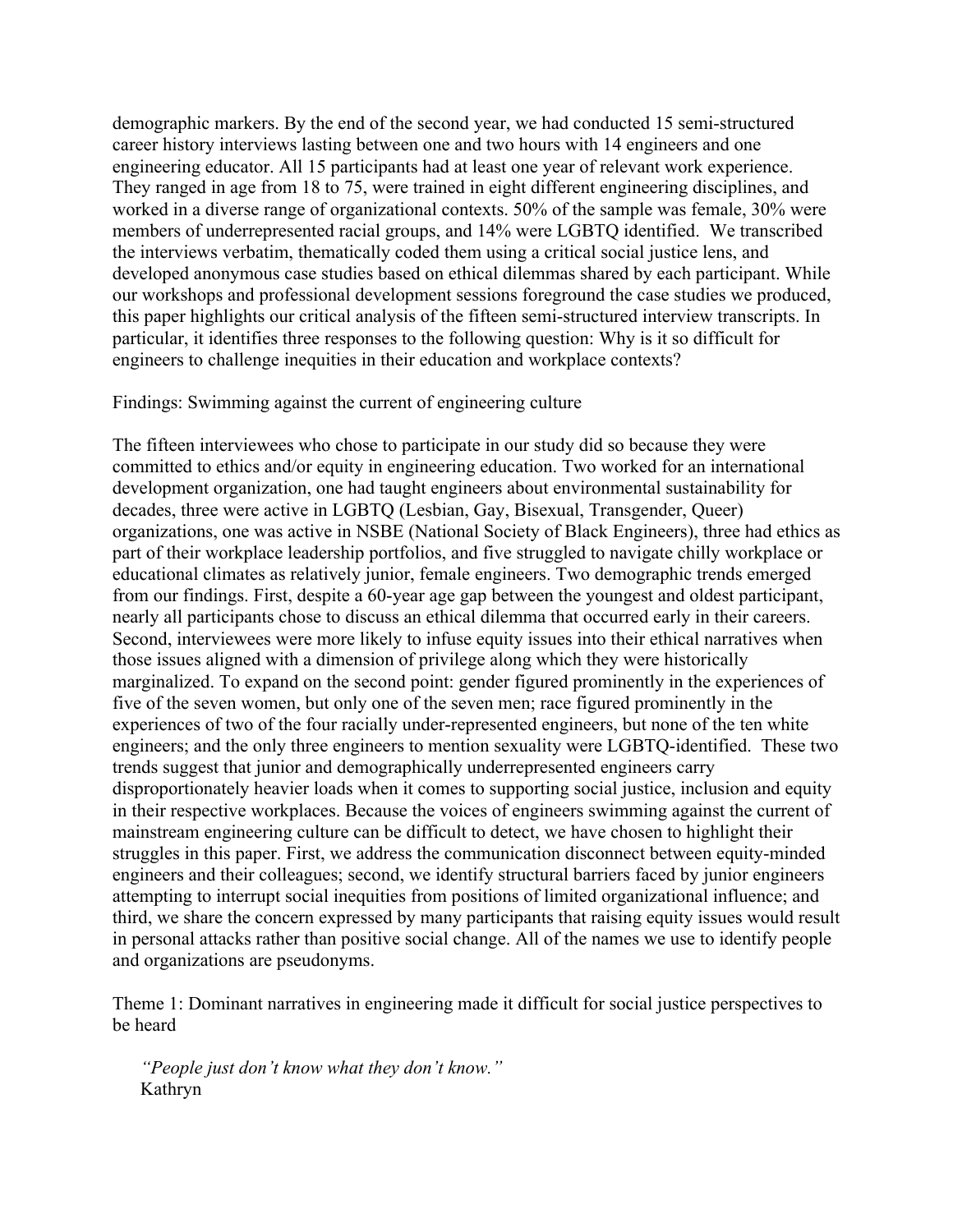demographic markers. By the end of the second year, we had conducted 15 semi-structured career history interviews lasting between one and two hours with 14 engineers and one engineering educator. All 15 participants had at least one year of relevant work experience. They ranged in age from 18 to 75, were trained in eight different engineering disciplines, and worked in a diverse range of organizational contexts. 50% of the sample was female, 30% were members of underrepresented racial groups, and 14% were LGBTQ identified. We transcribed the interviews verbatim, thematically coded them using a critical social justice lens, and developed anonymous case studies based on ethical dilemmas shared by each participant. While our workshops and professional development sessions foreground the case studies we produced, this paper highlights our critical analysis of the fifteen semi-structured interview transcripts. In particular, it identifies three responses to the following question: Why is it so difficult for engineers to challenge inequities in their education and workplace contexts?

## Findings: Swimming against the current of engineering culture

The fifteen interviewees who chose to participate in our study did so because they were committed to ethics and/or equity in engineering education. Two worked for an international development organization, one had taught engineers about environmental sustainability for decades, three were active in LGBTQ (Lesbian, Gay, Bisexual, Transgender, Queer) organizations, one was active in NSBE (National Society of Black Engineers), three had ethics as part of their workplace leadership portfolios, and five struggled to navigate chilly workplace or educational climates as relatively junior, female engineers. Two demographic trends emerged from our findings. First, despite a 60-year age gap between the youngest and oldest participant, nearly all participants chose to discuss an ethical dilemma that occurred early in their careers. Second, interviewees were more likely to infuse equity issues into their ethical narratives when those issues aligned with a dimension of privilege along which they were historically marginalized. To expand on the second point: gender figured prominently in the experiences of five of the seven women, but only one of the seven men; race figured prominently in the experiences of two of the four racially under-represented engineers, but none of the ten white engineers; and the only three engineers to mention sexuality were LGBTQ-identified. These two trends suggest that junior and demographically underrepresented engineers carry disproportionately heavier loads when it comes to supporting social justice, inclusion and equity in their respective workplaces. Because the voices of engineers swimming against the current of mainstream engineering culture can be difficult to detect, we have chosen to highlight their struggles in this paper. First, we address the communication disconnect between equity-minded engineers and their colleagues; second, we identify structural barriers faced by junior engineers attempting to interrupt social inequities from positions of limited organizational influence; and third, we share the concern expressed by many participants that raising equity issues would result in personal attacks rather than positive social change. All of the names we use to identify people and organizations are pseudonyms.

### Theme 1: Dominant narratives in engineering made it difficult for social justice perspectives to be heard

> *"People just don't know what they don't know."*
> Kathryn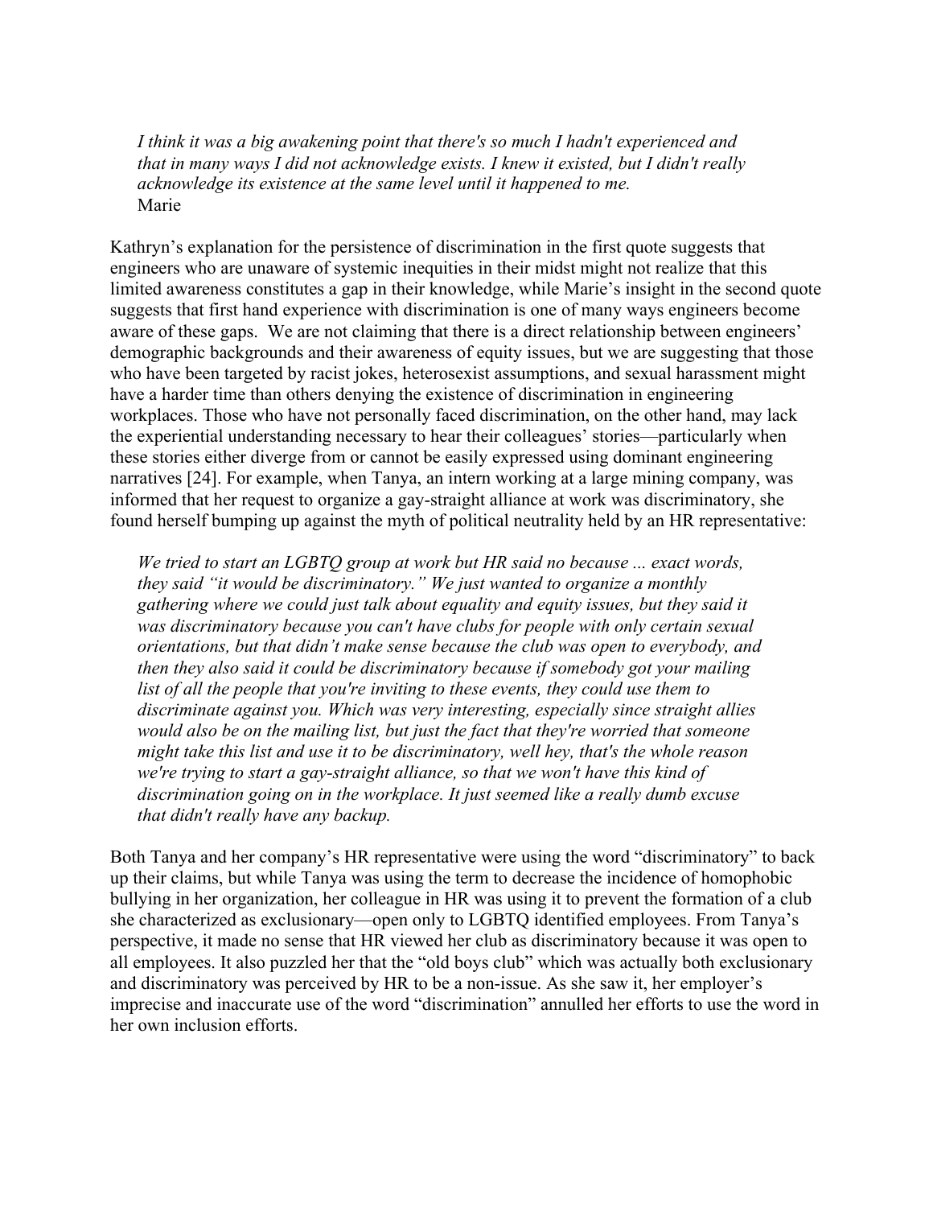> *I think it was a big awakening point that there's so much I hadn't experienced and that in many ways I did not acknowledge exists. I knew it existed, but I didn't really acknowledge its existence at the same level until it happened to me.*
> Marie

Kathryn's explanation for the persistence of discrimination in the first quote suggests that engineers who are unaware of systemic inequities in their midst might not realize that this limited awareness constitutes a gap in their knowledge, while Marie's insight in the second quote suggests that first hand experience with discrimination is one of many ways engineers become aware of these gaps. We are not claiming that there is a direct relationship between engineers' demographic backgrounds and their awareness of equity issues, but we are suggesting that those who have been targeted by racist jokes, heterosexist assumptions, and sexual harassment might have a harder time than others denying the existence of discrimination in engineering workplaces. Those who have not personally faced discrimination, on the other hand, may lack the experiential understanding necessary to hear their colleagues' stories—particularly when these stories either diverge from or cannot be easily expressed using dominant engineering narratives [24]. For example, when Tanya, an intern working at a large mining company, was informed that her request to organize a gay-straight alliance at work was discriminatory, she found herself bumping up against the myth of political neutrality held by an HR representative:

> *We tried to start an LGBTQ group at work but HR said no because ... exact words, they said "it would be discriminatory." We just wanted to organize a monthly gathering where we could just talk about equality and equity issues, but they said it was discriminatory because you can't have clubs for people with only certain sexual orientations, but that didn't make sense because the club was open to everybody, and then they also said it could be discriminatory because if somebody got your mailing list of all the people that you're inviting to these events, they could use them to discriminate against you. Which was very interesting, especially since straight allies would also be on the mailing list, but just the fact that they're worried that someone might take this list and use it to be discriminatory, well hey, that's the whole reason we're trying to start a gay-straight alliance, so that we won't have this kind of discrimination going on in the workplace. It just seemed like a really dumb excuse that didn't really have any backup.*

Both Tanya and her company's HR representative were using the word "discriminatory" to back up their claims, but while Tanya was using the term to decrease the incidence of homophobic bullying in her organization, her colleague in HR was using it to prevent the formation of a club she characterized as exclusionary—open only to LGBTQ identified employees. From Tanya's perspective, it made no sense that HR viewed her club as discriminatory because it was open to all employees. It also puzzled her that the "old boys club" which was actually both exclusionary and discriminatory was perceived by HR to be a non-issue. As she saw it, her employer's imprecise and inaccurate use of the word "discrimination" annulled her efforts to use the word in her own inclusion efforts.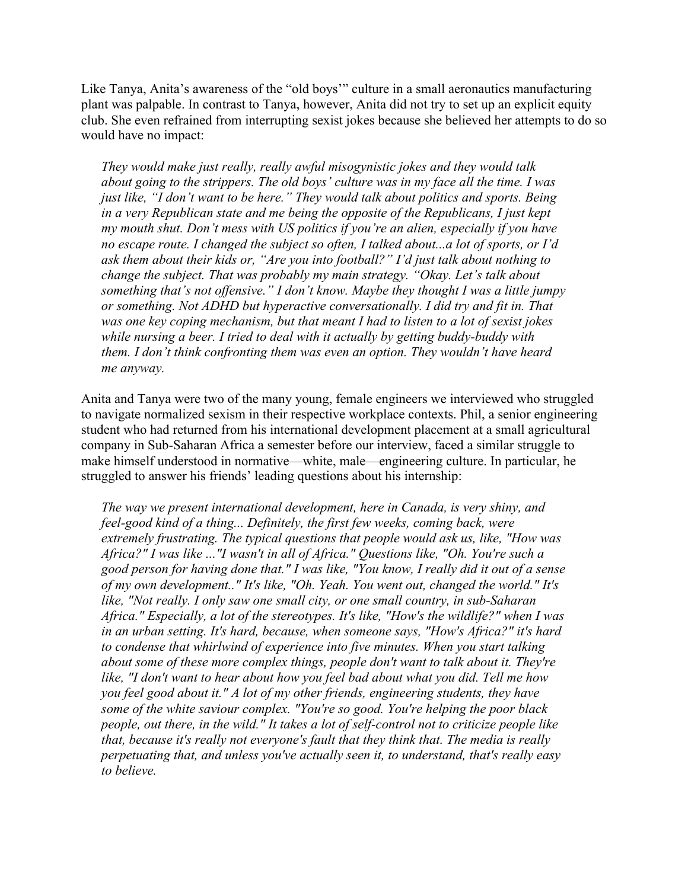Like Tanya, Anita's awareness of the "old boys'" culture in a small aeronautics manufacturing plant was palpable. In contrast to Tanya, however, Anita did not try to set up an explicit equity club. She even refrained from interrupting sexist jokes because she believed her attempts to do so would have no impact:

> *They would make just really, really awful misogynistic jokes and they would talk about going to the strippers. The old boys' culture was in my face all the time. I was just like, "I don't want to be here." They would talk about politics and sports. Being in a very Republican state and me being the opposite of the Republicans, I just kept my mouth shut. Don't mess with US politics if you're an alien, especially if you have no escape route. I changed the subject so often, I talked about...a lot of sports, or I'd ask them about their kids or, "Are you into football?" I'd just talk about nothing to change the subject. That was probably my main strategy. "Okay. Let's talk about something that's not offensive." I don't know. Maybe they thought I was a little jumpy or something. Not ADHD but hyperactive conversationally. I did try and fit in. That was one key coping mechanism, but that meant I had to listen to a lot of sexist jokes while nursing a beer. I tried to deal with it actually by getting buddy-buddy with them. I don't think confronting them was even an option. They wouldn't have heard me anyway.*

Anita and Tanya were two of the many young, female engineers we interviewed who struggled to navigate normalized sexism in their respective workplace contexts. Phil, a senior engineering student who had returned from his international development placement at a small agricultural company in Sub-Saharan Africa a semester before our interview, faced a similar struggle to make himself understood in normative—white, male—engineering culture. In particular, he struggled to answer his friends' leading questions about his internship:

> *The way we present international development, here in Canada, is very shiny, and feel-good kind of a thing... Definitely, the first few weeks, coming back, were extremely frustrating. The typical questions that people would ask us, like, "How was Africa?" I was like ..."I wasn't in all of Africa." Questions like, "Oh. You're such a good person for having done that." I was like, "You know, I really did it out of a sense of my own development.." It's like, "Oh. Yeah. You went out, changed the world." It's like, "Not really. I only saw one small city, or one small country, in sub-Saharan Africa." Especially, a lot of the stereotypes. It's like, "How's the wildlife?" when I was in an urban setting. It's hard, because, when someone says, "How's Africa?" it's hard to condense that whirlwind of experience into five minutes. When you start talking about some of these more complex things, people don't want to talk about it. They're like, "I don't want to hear about how you feel bad about what you did. Tell me how you feel good about it." A lot of my other friends, engineering students, they have some of the white saviour complex. "You're so good. You're helping the poor black people, out there, in the wild." It takes a lot of self-control not to criticize people like that, because it's really not everyone's fault that they think that. The media is really perpetuating that, and unless you've actually seen it, to understand, that's really easy to believe.*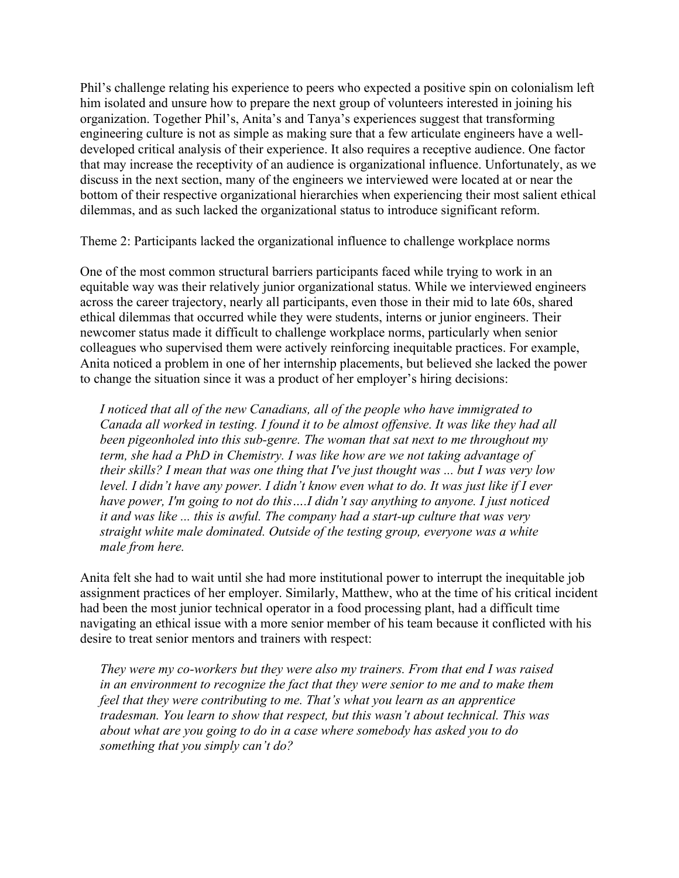Phil’s challenge relating his experience to peers who expected a positive spin on colonialism left him isolated and unsure how to prepare the next group of volunteers interested in joining his organization. Together Phil’s, Anita’s and Tanya’s experiences suggest that transforming engineering culture is not as simple as making sure that a few articulate engineers have a well-developed critical analysis of their experience. It also requires a receptive audience. One factor that may increase the receptivity of an audience is organizational influence. Unfortunately, as we discuss in the next section, many of the engineers we interviewed were located at or near the bottom of their respective organizational hierarchies when experiencing their most salient ethical dilemmas, and as such lacked the organizational status to introduce significant reform.

Theme 2: Participants lacked the organizational influence to challenge workplace norms

One of the most common structural barriers participants faced while trying to work in an equitable way was their relatively junior organizational status. While we interviewed engineers across the career trajectory, nearly all participants, even those in their mid to late 60s, shared ethical dilemmas that occurred while they were students, interns or junior engineers. Their newcomer status made it difficult to challenge workplace norms, particularly when senior colleagues who supervised them were actively reinforcing inequitable practices. For example, Anita noticed a problem in one of her internship placements, but believed she lacked the power to change the situation since it was a product of her employer’s hiring decisions:

> *I noticed that all of the new Canadians, all of the people who have immigrated to Canada all worked in testing. I found it to be almost offensive. It was like they had all been pigeonholed into this sub-genre. The woman that sat next to me throughout my term, she had a PhD in Chemistry. I was like how are we not taking advantage of their skills? I mean that was one thing that I've just thought was ... but I was very low level. I didn’t have any power. I didn’t know even what to do. It was just like if I ever have power, I'm going to not do this….I didn’t say anything to anyone. I just noticed it and was like ... this is awful. The company had a start-up culture that was very straight white male dominated. Outside of the testing group, everyone was a white male from here.*

Anita felt she had to wait until she had more institutional power to interrupt the inequitable job assignment practices of her employer. Similarly, Matthew, who at the time of his critical incident had been the most junior technical operator in a food processing plant, had a difficult time navigating an ethical issue with a more senior member of his team because it conflicted with his desire to treat senior mentors and trainers with respect:

> *They were my co-workers but they were also my trainers. From that end I was raised in an environment to recognize the fact that they were senior to me and to make them feel that they were contributing to me. That’s what you learn as an apprentice tradesman. You learn to show that respect, but this wasn’t about technical. This was about what are you going to do in a case where somebody has asked you to do something that you simply can’t do?*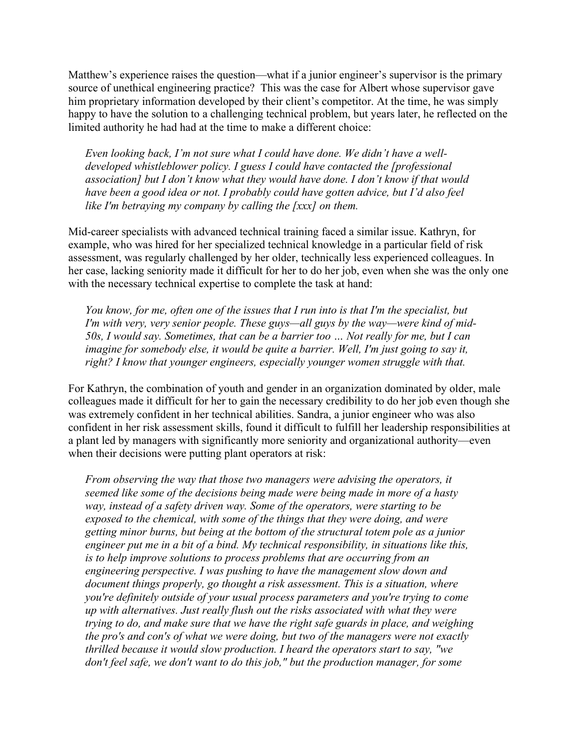Matthew's experience raises the question—what if a junior engineer's supervisor is the primary source of unethical engineering practice? This was the case for Albert whose supervisor gave him proprietary information developed by their client's competitor. At the time, he was simply happy to have the solution to a challenging technical problem, but years later, he reflected on the limited authority he had had at the time to make a different choice:

> *Even looking back, I'm not sure what I could have done. We didn't have a well-developed whistleblower policy. I guess I could have contacted the [professional association] but I don't know what they would have done. I don't know if that would have been a good idea or not. I probably could have gotten advice, but I'd also feel like I'm betraying my company by calling the [xxx] on them.*

Mid-career specialists with advanced technical training faced a similar issue. Kathryn, for example, who was hired for her specialized technical knowledge in a particular field of risk assessment, was regularly challenged by her older, technically less experienced colleagues. In her case, lacking seniority made it difficult for her to do her job, even when she was the only one with the necessary technical expertise to complete the task at hand:

> *You know, for me, often one of the issues that I run into is that I'm the specialist, but I'm with very, very senior people. These guys—all guys by the way—were kind of mid-50s, I would say. Sometimes, that can be a barrier too … Not really for me, but I can imagine for somebody else, it would be quite a barrier. Well, I'm just going to say it, right? I know that younger engineers, especially younger women struggle with that.*

For Kathryn, the combination of youth and gender in an organization dominated by older, male colleagues made it difficult for her to gain the necessary credibility to do her job even though she was extremely confident in her technical abilities. Sandra, a junior engineer who was also confident in her risk assessment skills, found it difficult to fulfill her leadership responsibilities at a plant led by managers with significantly more seniority and organizational authority—even when their decisions were putting plant operators at risk:

> *From observing the way that those two managers were advising the operators, it seemed like some of the decisions being made were being made in more of a hasty way, instead of a safety driven way. Some of the operators, were starting to be exposed to the chemical, with some of the things that they were doing, and were getting minor burns, but being at the bottom of the structural totem pole as a junior engineer put me in a bit of a bind. My technical responsibility, in situations like this, is to help improve solutions to process problems that are occurring from an engineering perspective. I was pushing to have the management slow down and document things properly, go thought a risk assessment. This is a situation, where you're definitely outside of your usual process parameters and you're trying to come up with alternatives. Just really flush out the risks associated with what they were trying to do, and make sure that we have the right safe guards in place, and weighing the pro's and con's of what we were doing, but two of the managers were not exactly thrilled because it would slow production. I heard the operators start to say, "we don't feel safe, we don't want to do this job," but the production manager, for some*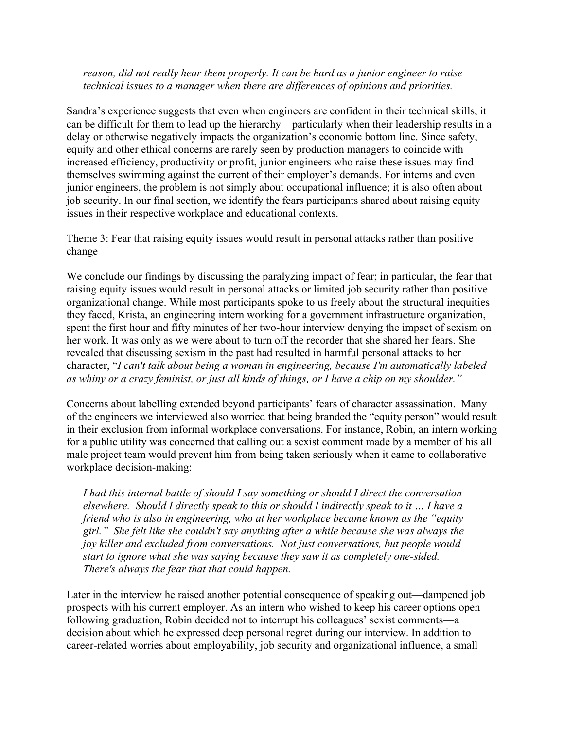*reason, did not really hear them properly. It can be hard as a junior engineer to raise technical issues to a manager when there are differences of opinions and priorities.*

Sandra's experience suggests that even when engineers are confident in their technical skills, it can be difficult for them to lead up the hierarchy—particularly when their leadership results in a delay or otherwise negatively impacts the organization's economic bottom line. Since safety, equity and other ethical concerns are rarely seen by production managers to coincide with increased efficiency, productivity or profit, junior engineers who raise these issues may find themselves swimming against the current of their employer's demands. For interns and even junior engineers, the problem is not simply about occupational influence; it is also often about job security. In our final section, we identify the fears participants shared about raising equity issues in their respective workplace and educational contexts.

Theme 3: Fear that raising equity issues would result in personal attacks rather than positive change

We conclude our findings by discussing the paralyzing impact of fear; in particular, the fear that raising equity issues would result in personal attacks or limited job security rather than positive organizational change. While most participants spoke to us freely about the structural inequities they faced, Krista, an engineering intern working for a government infrastructure organization, spent the first hour and fifty minutes of her two-hour interview denying the impact of sexism on her work. It was only as we were about to turn off the recorder that she shared her fears. She revealed that discussing sexism in the past had resulted in harmful personal attacks to her character, "*I can't talk about being a woman in engineering, because I'm automatically labeled as whiny or a crazy feminist, or just all kinds of things, or I have a chip on my shoulder.*"

Concerns about labelling extended beyond participants' fears of character assassination. Many of the engineers we interviewed also worried that being branded the "equity person" would result in their exclusion from informal workplace conversations. For instance, Robin, an intern working for a public utility was concerned that calling out a sexist comment made by a member of his all male project team would prevent him from being taken seriously when it came to collaborative workplace decision-making:

> *I had this internal battle of should I say something or should I direct the conversation elsewhere. Should I directly speak to this or should I indirectly speak to it … I have a friend who is also in engineering, who at her workplace became known as the "equity girl." She felt like she couldn't say anything after a while because she was always the joy killer and excluded from conversations. Not just conversations, but people would start to ignore what she was saying because they saw it as completely one-sided. There's always the fear that that could happen.*

Later in the interview he raised another potential consequence of speaking out—dampened job prospects with his current employer. As an intern who wished to keep his career options open following graduation, Robin decided not to interrupt his colleagues' sexist comments—a decision about which he expressed deep personal regret during our interview. In addition to career-related worries about employability, job security and organizational influence, a small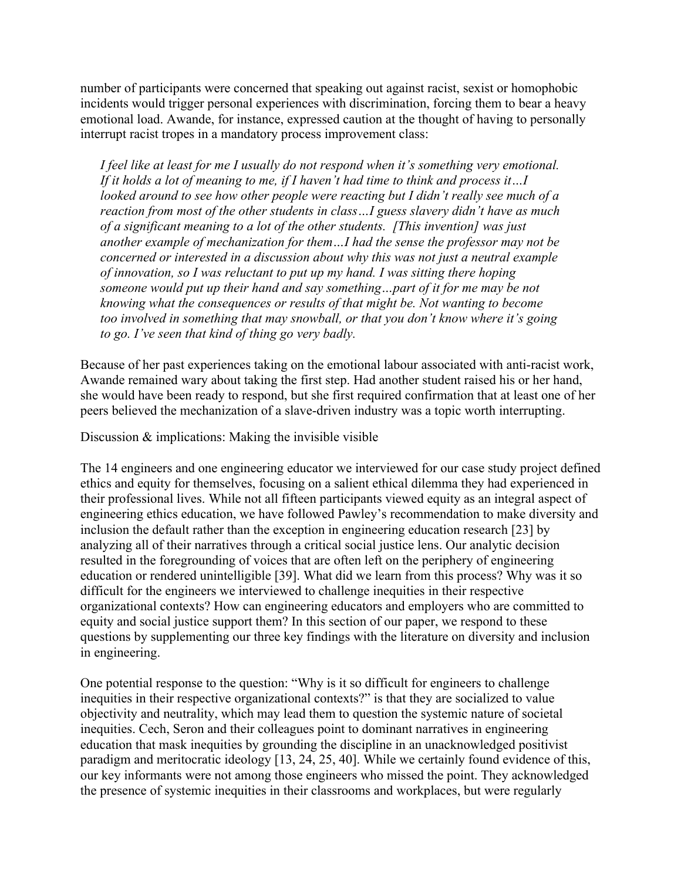number of participants were concerned that speaking out against racist, sexist or homophobic incidents would trigger personal experiences with discrimination, forcing them to bear a heavy emotional load. Awande, for instance, expressed caution at the thought of having to personally interrupt racist tropes in a mandatory process improvement class:

> *I feel like at least for me I usually do not respond when it's something very emotional. If it holds a lot of meaning to me, if I haven't had time to think and process it…I looked around to see how other people were reacting but I didn't really see much of a reaction from most of the other students in class…I guess slavery didn't have as much of a significant meaning to a lot of the other students. [This invention] was just another example of mechanization for them…I had the sense the professor may not be concerned or interested in a discussion about why this was not just a neutral example of innovation, so I was reluctant to put up my hand. I was sitting there hoping someone would put up their hand and say something…part of it for me may be not knowing what the consequences or results of that might be. Not wanting to become too involved in something that may snowball, or that you don't know where it's going to go. I've seen that kind of thing go very badly.*

Because of her past experiences taking on the emotional labour associated with anti-racist work, Awande remained wary about taking the first step. Had another student raised his or her hand, she would have been ready to respond, but she first required confirmation that at least one of her peers believed the mechanization of a slave-driven industry was a topic worth interrupting.

## Discussion & implications: Making the invisible visible

The 14 engineers and one engineering educator we interviewed for our case study project defined ethics and equity for themselves, focusing on a salient ethical dilemma they had experienced in their professional lives. While not all fifteen participants viewed equity as an integral aspect of engineering ethics education, we have followed Pawley's recommendation to make diversity and inclusion the default rather than the exception in engineering education research [23] by analyzing all of their narratives through a critical social justice lens. Our analytic decision resulted in the foregrounding of voices that are often left on the periphery of engineering education or rendered unintelligible [39]. What did we learn from this process? Why was it so difficult for the engineers we interviewed to challenge inequities in their respective organizational contexts? How can engineering educators and employers who are committed to equity and social justice support them? In this section of our paper, we respond to these questions by supplementing our three key findings with the literature on diversity and inclusion in engineering.

One potential response to the question: "Why is it so difficult for engineers to challenge inequities in their respective organizational contexts?" is that they are socialized to value objectivity and neutrality, which may lead them to question the systemic nature of societal inequities. Cech, Seron and their colleagues point to dominant narratives in engineering education that mask inequities by grounding the discipline in an unacknowledged positivist paradigm and meritocratic ideology [13, 24, 25, 40]. While we certainly found evidence of this, our key informants were not among those engineers who missed the point. They acknowledged the presence of systemic inequities in their classrooms and workplaces, but were regularly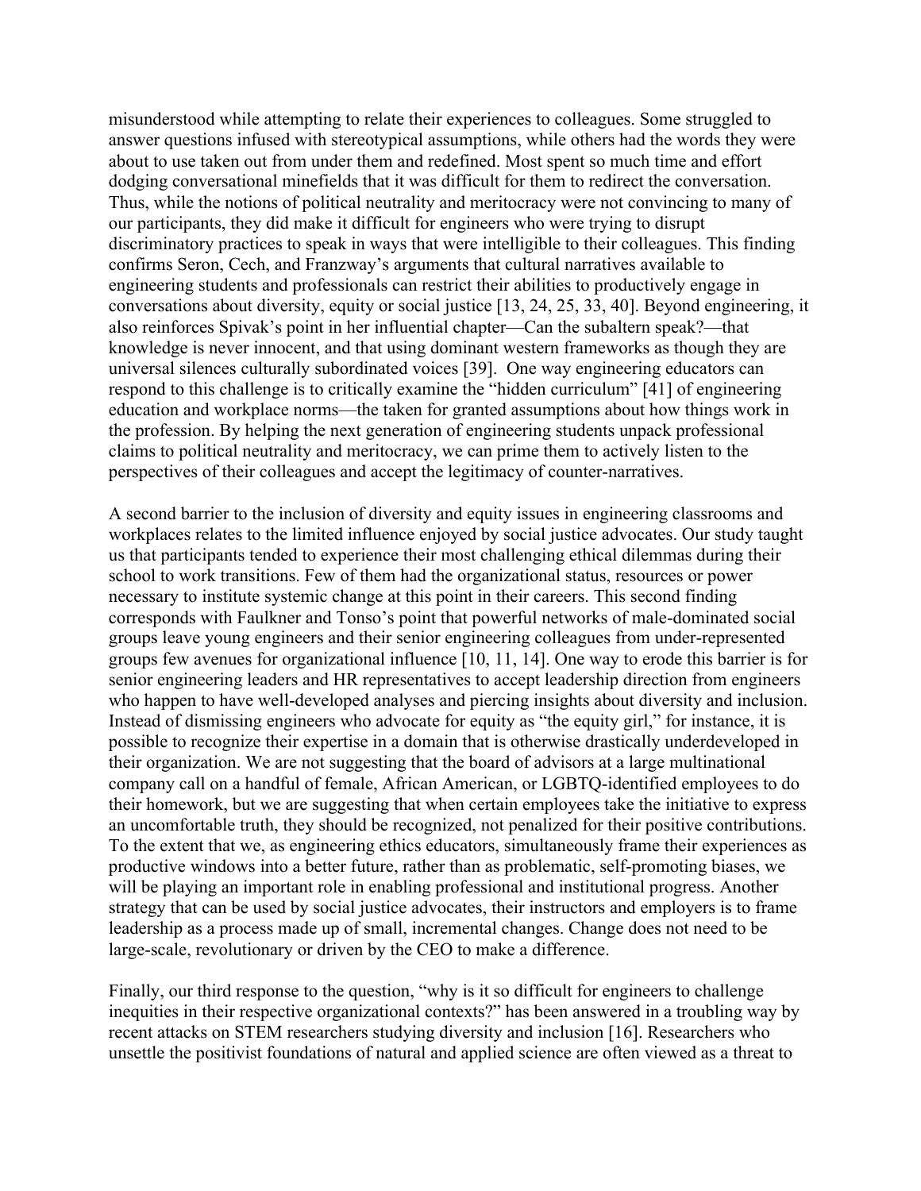misunderstood while attempting to relate their experiences to colleagues. Some struggled to answer questions infused with stereotypical assumptions, while others had the words they were about to use taken out from under them and redefined. Most spent so much time and effort dodging conversational minefields that it was difficult for them to redirect the conversation. Thus, while the notions of political neutrality and meritocracy were not convincing to many of our participants, they did make it difficult for engineers who were trying to disrupt discriminatory practices to speak in ways that were intelligible to their colleagues. This finding confirms Seron, Cech, and Franzway's arguments that cultural narratives available to engineering students and professionals can restrict their abilities to productively engage in conversations about diversity, equity or social justice [13, 24, 25, 33, 40]. Beyond engineering, it also reinforces Spivak's point in her influential chapter—Can the subaltern speak?—that knowledge is never innocent, and that using dominant western frameworks as though they are universal silences culturally subordinated voices [39]. One way engineering educators can respond to this challenge is to critically examine the "hidden curriculum" [41] of engineering education and workplace norms—the taken for granted assumptions about how things work in the profession. By helping the next generation of engineering students unpack professional claims to political neutrality and meritocracy, we can prime them to actively listen to the perspectives of their colleagues and accept the legitimacy of counter-narratives.

A second barrier to the inclusion of diversity and equity issues in engineering classrooms and workplaces relates to the limited influence enjoyed by social justice advocates. Our study taught us that participants tended to experience their most challenging ethical dilemmas during their school to work transitions. Few of them had the organizational status, resources or power necessary to institute systemic change at this point in their careers. This second finding corresponds with Faulkner and Tonso's point that powerful networks of male-dominated social groups leave young engineers and their senior engineering colleagues from under-represented groups few avenues for organizational influence [10, 11, 14]. One way to erode this barrier is for senior engineering leaders and HR representatives to accept leadership direction from engineers who happen to have well-developed analyses and piercing insights about diversity and inclusion. Instead of dismissing engineers who advocate for equity as "the equity girl," for instance, it is possible to recognize their expertise in a domain that is otherwise drastically underdeveloped in their organization. We are not suggesting that the board of advisors at a large multinational company call on a handful of female, African American, or LGBTQ-identified employees to do their homework, but we are suggesting that when certain employees take the initiative to express an uncomfortable truth, they should be recognized, not penalized for their positive contributions. To the extent that we, as engineering ethics educators, simultaneously frame their experiences as productive windows into a better future, rather than as problematic, self-promoting biases, we will be playing an important role in enabling professional and institutional progress. Another strategy that can be used by social justice advocates, their instructors and employers is to frame leadership as a process made up of small, incremental changes. Change does not need to be large-scale, revolutionary or driven by the CEO to make a difference.

Finally, our third response to the question, "why is it so difficult for engineers to challenge inequities in their respective organizational contexts?" has been answered in a troubling way by recent attacks on STEM researchers studying diversity and inclusion [16]. Researchers who unsettle the positivist foundations of natural and applied science are often viewed as a threat to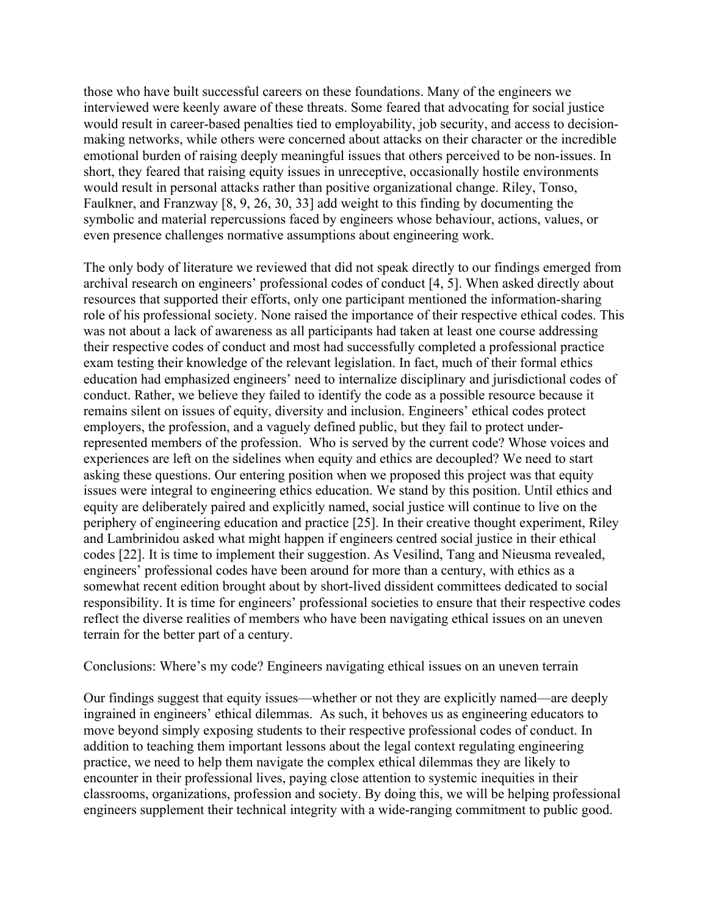those who have built successful careers on these foundations. Many of the engineers we interviewed were keenly aware of these threats. Some feared that advocating for social justice would result in career-based penalties tied to employability, job security, and access to decision-making networks, while others were concerned about attacks on their character or the incredible emotional burden of raising deeply meaningful issues that others perceived to be non-issues. In short, they feared that raising equity issues in unreceptive, occasionally hostile environments would result in personal attacks rather than positive organizational change. Riley, Tonso, Faulkner, and Franzway [8, 9, 26, 30, 33] add weight to this finding by documenting the symbolic and material repercussions faced by engineers whose behaviour, actions, values, or even presence challenges normative assumptions about engineering work.

The only body of literature we reviewed that did not speak directly to our findings emerged from archival research on engineers' professional codes of conduct [4, 5]. When asked directly about resources that supported their efforts, only one participant mentioned the information-sharing role of his professional society. None raised the importance of their respective ethical codes. This was not about a lack of awareness as all participants had taken at least one course addressing their respective codes of conduct and most had successfully completed a professional practice exam testing their knowledge of the relevant legislation. In fact, much of their formal ethics education had emphasized engineers' need to internalize disciplinary and jurisdictional codes of conduct. Rather, we believe they failed to identify the code as a possible resource because it remains silent on issues of equity, diversity and inclusion. Engineers' ethical codes protect employers, the profession, and a vaguely defined public, but they fail to protect under-represented members of the profession. Who is served by the current code? Whose voices and experiences are left on the sidelines when equity and ethics are decoupled? We need to start asking these questions. Our entering position when we proposed this project was that equity issues were integral to engineering ethics education. We stand by this position. Until ethics and equity are deliberately paired and explicitly named, social justice will continue to live on the periphery of engineering education and practice [25]. In their creative thought experiment, Riley and Lambrinidou asked what might happen if engineers centred social justice in their ethical codes [22]. It is time to implement their suggestion. As Vesilind, Tang and Nieusma revealed, engineers' professional codes have been around for more than a century, with ethics as a somewhat recent edition brought about by short-lived dissident committees dedicated to social responsibility. It is time for engineers' professional societies to ensure that their respective codes reflect the diverse realities of members who have been navigating ethical issues on an uneven terrain for the better part of a century.

## Conclusions: Where's my code? Engineers navigating ethical issues on an uneven terrain

Our findings suggest that equity issues—whether or not they are explicitly named—are deeply ingrained in engineers' ethical dilemmas. As such, it behoves us as engineering educators to move beyond simply exposing students to their respective professional codes of conduct. In addition to teaching them important lessons about the legal context regulating engineering practice, we need to help them navigate the complex ethical dilemmas they are likely to encounter in their professional lives, paying close attention to systemic inequities in their classrooms, organizations, profession and society. By doing this, we will be helping professional engineers supplement their technical integrity with a wide-ranging commitment to public good.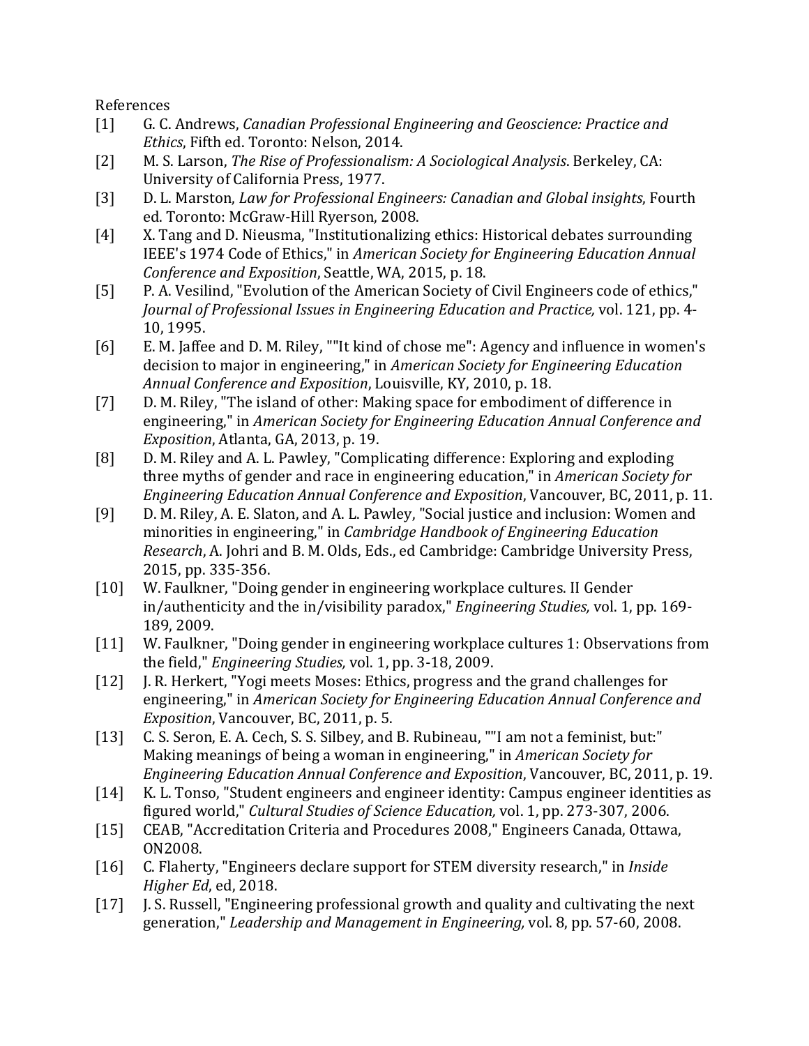References

[1] G. C. Andrews, *Canadian Professional Engineering and Geoscience: Practice and Ethics*, Fifth ed. Toronto: Nelson, 2014.

[2] M. S. Larson, *The Rise of Professionalism: A Sociological Analysis*. Berkeley, CA: University of California Press, 1977.

[3] D. L. Marston, *Law for Professional Engineers: Canadian and Global insights*, Fourth ed. Toronto: McGraw-Hill Ryerson, 2008.

[4] X. Tang and D. Nieusma, "Institutionalizing ethics: Historical debates surrounding IEEE's 1974 Code of Ethics," in *American Society for Engineering Education Annual Conference and Exposition*, Seattle, WA, 2015, p. 18.

[5] P. A. Vesilind, "Evolution of the American Society of Civil Engineers code of ethics," *Journal of Professional Issues in Engineering Education and Practice,* vol. 121, pp. 4-10, 1995.

[6] E. M. Jaffee and D. M. Riley, ""It kind of chose me": Agency and influence in women's decision to major in engineering," in *American Society for Engineering Education Annual Conference and Exposition*, Louisville, KY, 2010, p. 18.

[7] D. M. Riley, "The island of other: Making space for embodiment of difference in engineering," in *American Society for Engineering Education Annual Conference and Exposition*, Atlanta, GA, 2013, p. 19.

[8] D. M. Riley and A. L. Pawley, "Complicating difference: Exploring and exploding three myths of gender and race in engineering education," in *American Society for Engineering Education Annual Conference and Exposition*, Vancouver, BC, 2011, p. 11.

[9] D. M. Riley, A. E. Slaton, and A. L. Pawley, "Social justice and inclusion: Women and minorities in engineering," in *Cambridge Handbook of Engineering Education Research*, A. Johri and B. M. Olds, Eds., ed Cambridge: Cambridge University Press, 2015, pp. 335-356.

[10] W. Faulkner, "Doing gender in engineering workplace cultures. II Gender in/authenticity and the in/visibility paradox," *Engineering Studies,* vol. 1, pp. 169-189, 2009.

[11] W. Faulkner, "Doing gender in engineering workplace cultures 1: Observations from the field," *Engineering Studies,* vol. 1, pp. 3-18, 2009.

[12] J. R. Herkert, "Yogi meets Moses: Ethics, progress and the grand challenges for engineering," in *American Society for Engineering Education Annual Conference and Exposition*, Vancouver, BC, 2011, p. 5.

[13] C. S. Seron, E. A. Cech, S. S. Silbey, and B. Rubineau, ""I am not a feminist, but:" Making meanings of being a woman in engineering," in *American Society for Engineering Education Annual Conference and Exposition*, Vancouver, BC, 2011, p. 19.

[14] K. L. Tonso, "Student engineers and engineer identity: Campus engineer identities as figured world," *Cultural Studies of Science Education,* vol. 1, pp. 273-307, 2006.

[15] CEAB, "Accreditation Criteria and Procedures 2008," Engineers Canada, Ottawa, ON2008.

[16] C. Flaherty, "Engineers declare support for STEM diversity research," in *Inside Higher Ed*, ed, 2018.

[17] J. S. Russell, "Engineering professional growth and quality and cultivating the next generation," *Leadership and Management in Engineering,* vol. 8, pp. 57-60, 2008.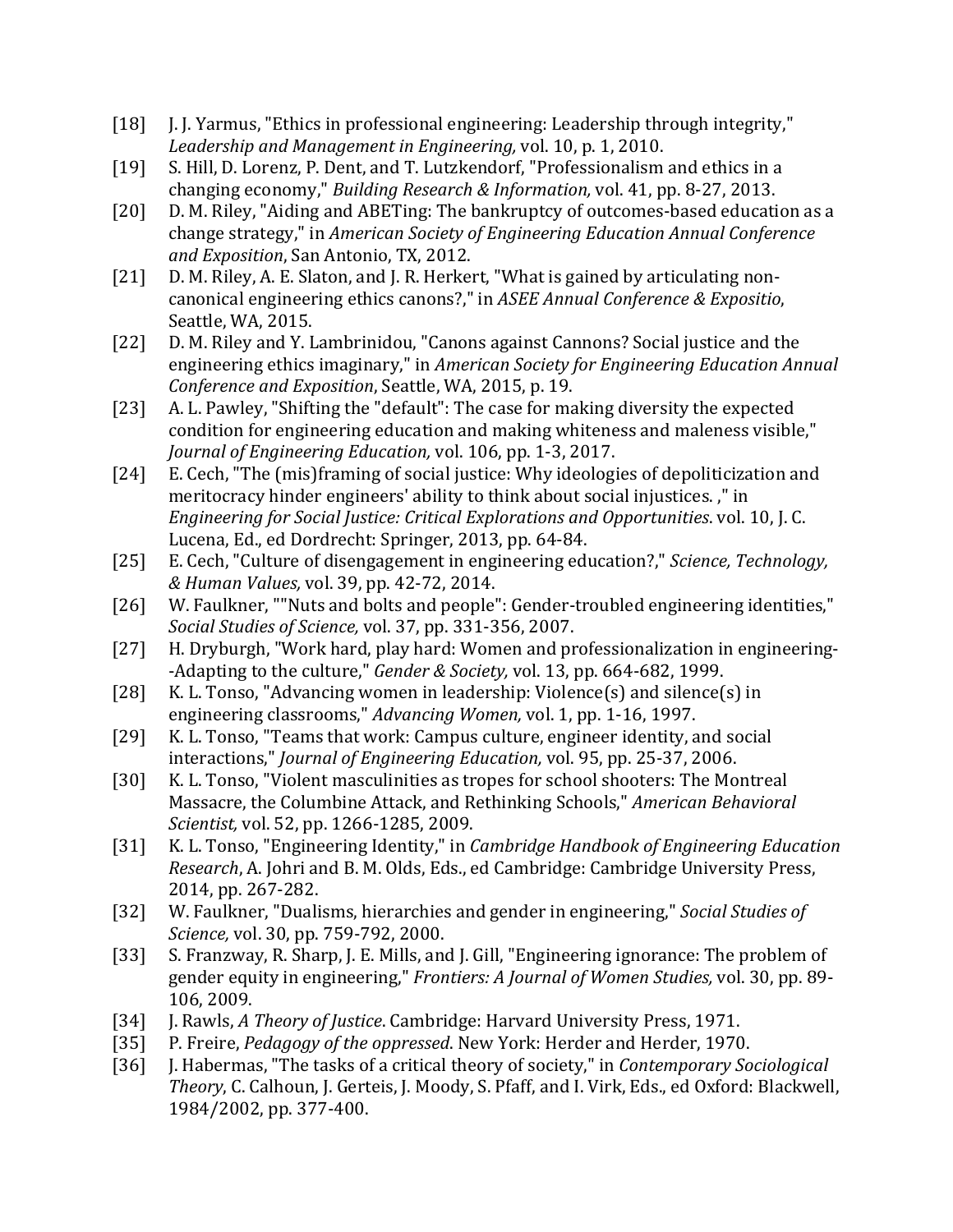[18] J. J. Yarmus, "Ethics in professional engineering: Leadership through integrity," *Leadership and Management in Engineering,* vol. 10, p. 1, 2010.

[19] S. Hill, D. Lorenz, P. Dent, and T. Lutzkendorf, "Professionalism and ethics in a changing economy," *Building Research & Information,* vol. 41, pp. 8-27, 2013.

[20] D. M. Riley, "Aiding and ABETing: The bankruptcy of outcomes-based education as a change strategy," in *American Society of Engineering Education Annual Conference and Exposition*, San Antonio, TX, 2012.

[21] D. M. Riley, A. E. Slaton, and J. R. Herkert, "What is gained by articulating non-canonical engineering ethics canons?," in *ASEE Annual Conference & Expositio*, Seattle, WA, 2015.

[22] D. M. Riley and Y. Lambrinidou, "Canons against Cannons? Social justice and the engineering ethics imaginary," in *American Society for Engineering Education Annual Conference and Exposition*, Seattle, WA, 2015, p. 19.

[23] A. L. Pawley, "Shifting the "default": The case for making diversity the expected condition for engineering education and making whiteness and maleness visible," *Journal of Engineering Education,* vol. 106, pp. 1-3, 2017.

[24] E. Cech, "The (mis)framing of social justice: Why ideologies of depoliticization and meritocracy hinder engineers' ability to think about social injustices. ," in *Engineering for Social Justice: Critical Explorations and Opportunities*. vol. 10, J. C. Lucena, Ed., ed Dordrecht: Springer, 2013, pp. 64-84.

[25] E. Cech, "Culture of disengagement in engineering education?," *Science, Technology, & Human Values,* vol. 39, pp. 42-72, 2014.

[26] W. Faulkner, ""Nuts and bolts and people": Gender-troubled engineering identities," *Social Studies of Science,* vol. 37, pp. 331-356, 2007.

[27] H. Dryburgh, "Work hard, play hard: Women and professionalization in engineering--Adapting to the culture," *Gender & Society,* vol. 13, pp. 664-682, 1999.

[28] K. L. Tonso, "Advancing women in leadership: Violence(s) and silence(s) in engineering classrooms," *Advancing Women,* vol. 1, pp. 1-16, 1997.

[29] K. L. Tonso, "Teams that work: Campus culture, engineer identity, and social interactions," *Journal of Engineering Education,* vol. 95, pp. 25-37, 2006.

[30] K. L. Tonso, "Violent masculinities as tropes for school shooters: The Montreal Massacre, the Columbine Attack, and Rethinking Schools," *American Behavioral Scientist,* vol. 52, pp. 1266-1285, 2009.

[31] K. L. Tonso, "Engineering Identity," in *Cambridge Handbook of Engineering Education Research*, A. Johri and B. M. Olds, Eds., ed Cambridge: Cambridge University Press, 2014, pp. 267-282.

[32] W. Faulkner, "Dualisms, hierarchies and gender in engineering," *Social Studies of Science,* vol. 30, pp. 759-792, 2000.

[33] S. Franzway, R. Sharp, J. E. Mills, and J. Gill, "Engineering ignorance: The problem of gender equity in engineering," *Frontiers: A Journal of Women Studies,* vol. 30, pp. 89-106, 2009.

[34] J. Rawls, *A Theory of Justice*. Cambridge: Harvard University Press, 1971.

[35] P. Freire, *Pedagogy of the oppressed*. New York: Herder and Herder, 1970.

[36] J. Habermas, "The tasks of a critical theory of society," in *Contemporary Sociological Theory*, C. Calhoun, J. Gerteis, J. Moody, S. Pfaff, and I. Virk, Eds., ed Oxford: Blackwell, 1984/2002, pp. 377-400.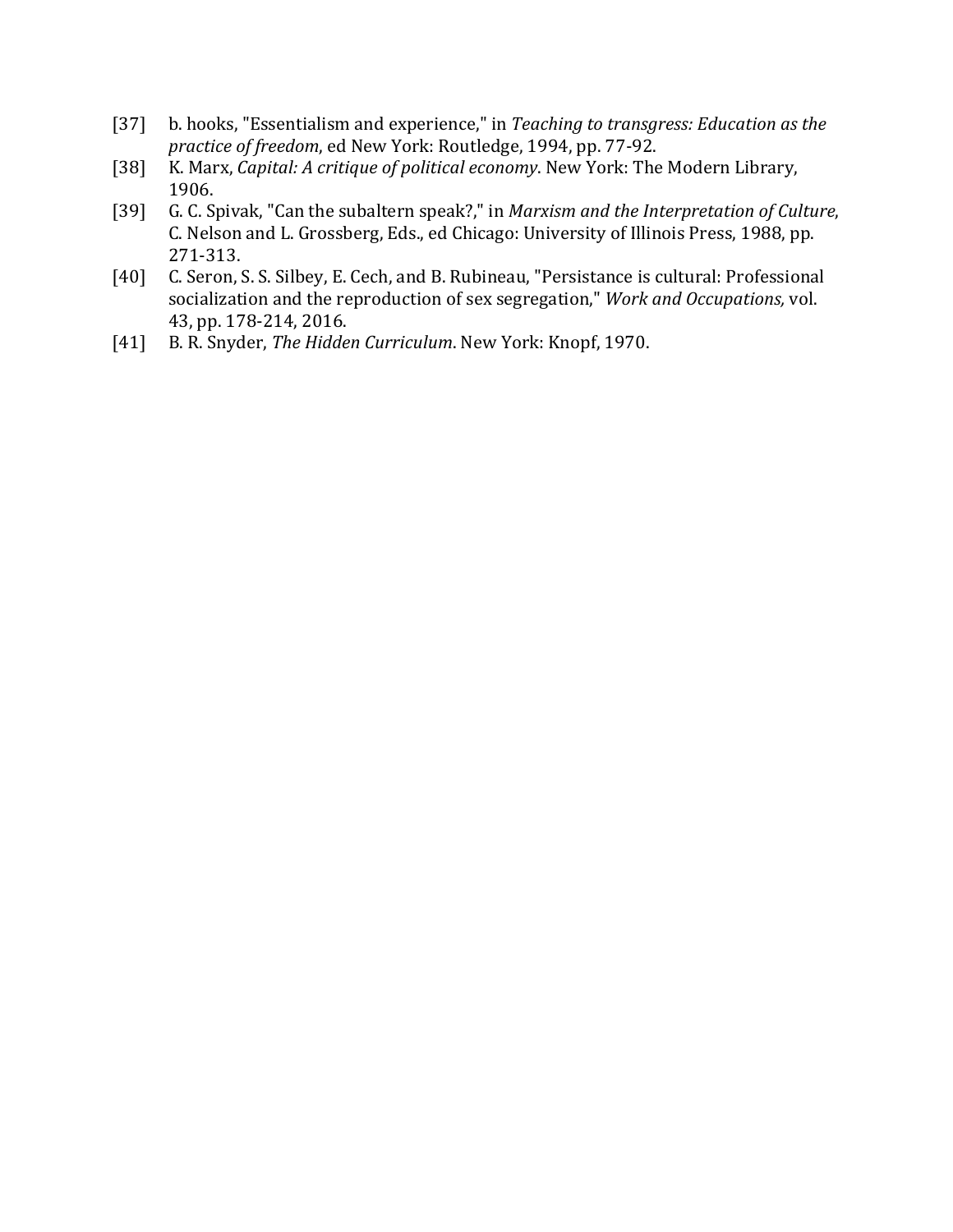[37] b. hooks, "Essentialism and experience," in *Teaching to transgress: Education as the practice of freedom*, ed New York: Routledge, 1994, pp. 77-92.

[38] K. Marx, *Capital: A critique of political economy*. New York: The Modern Library, 1906.

[39] G. C. Spivak, "Can the subaltern speak?," in *Marxism and the Interpretation of Culture*, C. Nelson and L. Grossberg, Eds., ed Chicago: University of Illinois Press, 1988, pp. 271-313.

[40] C. Seron, S. S. Silbey, E. Cech, and B. Rubineau, "Persistance is cultural: Professional socialization and the reproduction of sex segregation," *Work and Occupations,* vol. 43, pp. 178-214, 2016.

[41] B. R. Snyder, *The Hidden Curriculum*. New York: Knopf, 1970.